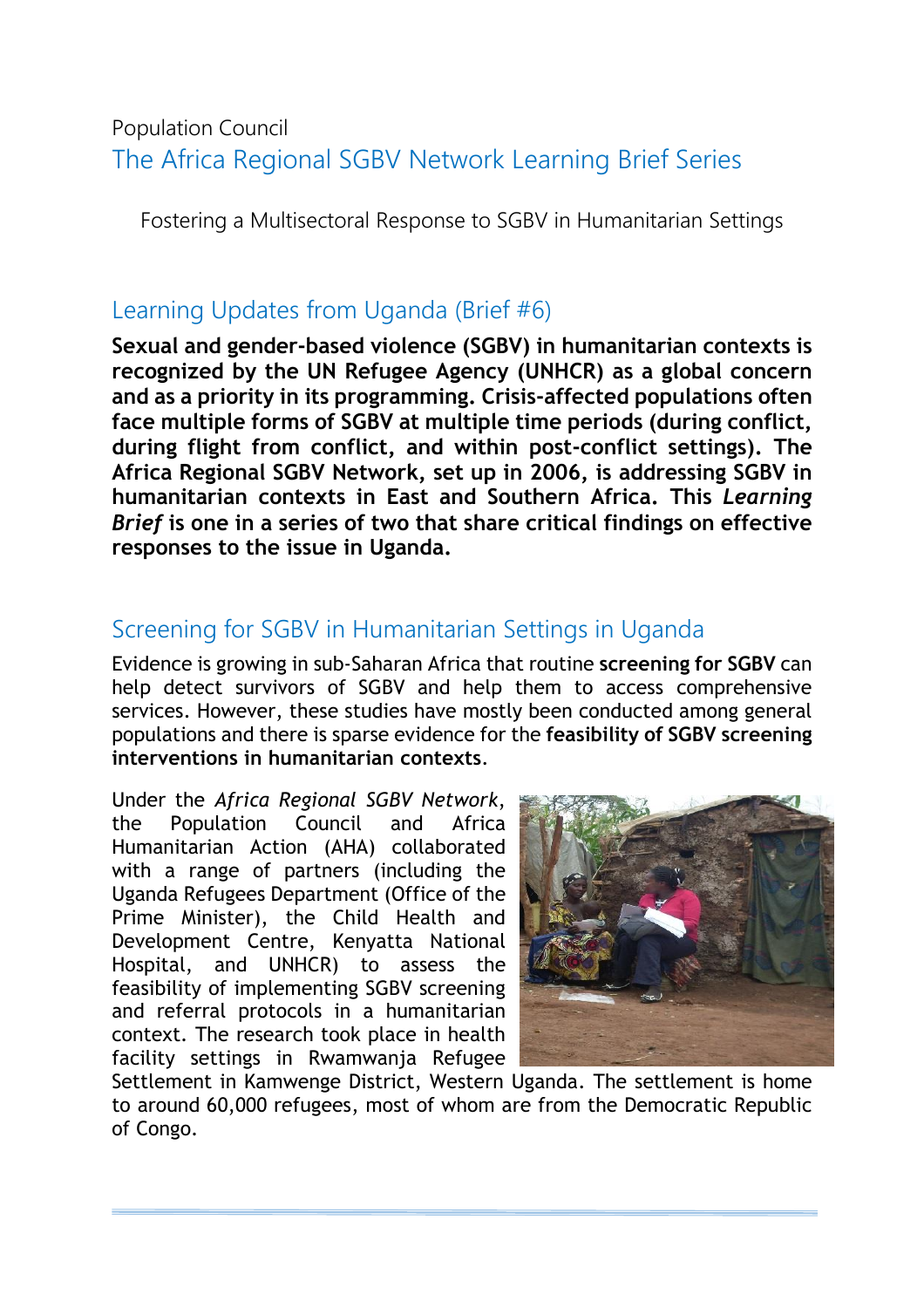Population Council

# The Africa Regional SGBV Network Learning Brief Series

Fostering a Multisectoral Response to SGBV in Humanitarian Settings

## Learning Updates from Uganda (Brief #6)

**Sexual and gender-based violence (SGBV) in humanitarian contexts is recognized by the UN Refugee Agency (UNHCR) as a global concern and as a priority in its programming. Crisis-affected populations often face multiple forms of SGBV at multiple time periods (during conflict, during flight from conflict, and within post-conflict settings). The Africa Regional SGBV Network, set up in 2006, is addressing SGBV in humanitarian contexts in East and Southern Africa. This *Learning Brief* is one in a series of two that share critical findings on effective responses to the issue in Uganda.**

## Screening for SGBV in Humanitarian Settings in Uganda

Evidence is growing in sub-Saharan Africa that routine **screening for SGBV** can help detect survivors of SGBV and help them to access comprehensive services. However, these studies have mostly been conducted among general populations and there is sparse evidence for the **feasibility of SGBV screening interventions in humanitarian contexts**.

Under the *Africa Regional SGBV Network*, the Population Council and Africa Humanitarian Action (AHA) collaborated with a range of partners (including the Uganda Refugees Department (Office of the Prime Minister), the Child Health and Development Centre, Kenyatta National Hospital, and UNHCR) to assess the feasibility of implementing SGBV screening and referral protocols in a humanitarian context. The research took place in health facility settings in Rwamwanja Refugee Settlement in Kamwenge District, Western Uganda. The settlement is home to around 60,000 refugees, most of whom are from the Democratic Republic of Congo.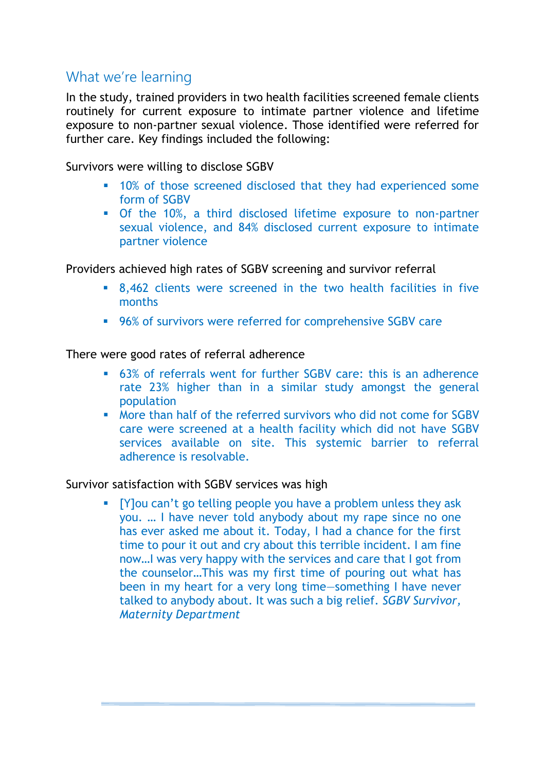## What we're learning

In the study, trained providers in two health facilities screened female clients routinely for current exposure to intimate partner violence and lifetime exposure to non-partner sexual violence. Those identified were referred for further care. Key findings included the following:

Survivors were willing to disclose SGBV

- 10% of those screened disclosed that they had experienced some form of SGBV
- Of the 10%, a third disclosed lifetime exposure to non-partner sexual violence, and 84% disclosed current exposure to intimate partner violence

Providers achieved high rates of SGBV screening and survivor referral

- 8,462 clients were screened in the two health facilities in five months
- 96% of survivors were referred for comprehensive SGBV care

There were good rates of referral adherence

- 63% of referrals went for further SGBV care: this is an adherence rate 23% higher than in a similar study amongst the general population
- More than half of the referred survivors who did not come for SGBV care were screened at a health facility which did not have SGBV services available on site. This systemic barrier to referral adherence is resolvable.

Survivor satisfaction with SGBV services was high

- [Y]ou can't go telling people you have a problem unless they ask you. … I have never told anybody about my rape since no one has ever asked me about it. Today, I had a chance for the first time to pour it out and cry about this terrible incident. I am fine now…I was very happy with the services and care that I got from the counselor…This was my first time of pouring out what has been in my heart for a very long time—something I have never talked to anybody about. It was such a big relief. *SGBV Survivor, Maternity Department*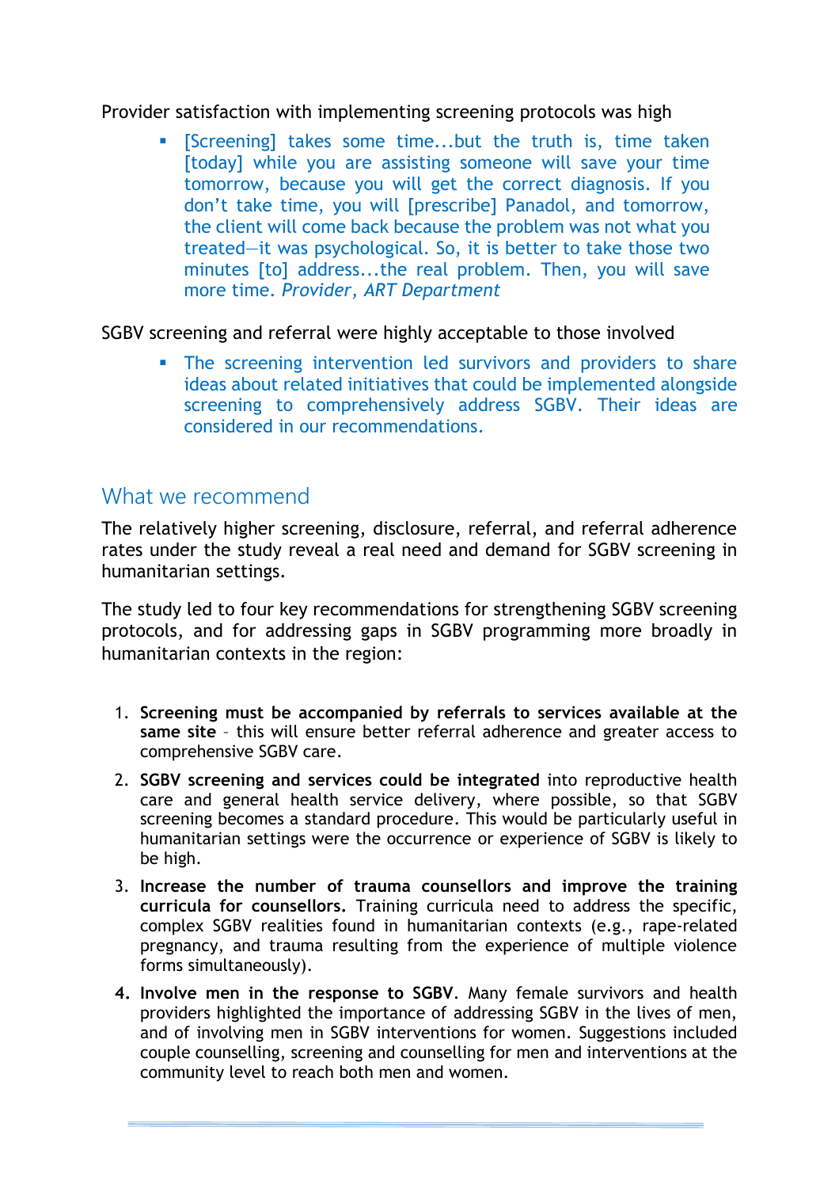Provider satisfaction with implementing screening protocols was high

- [Screening] takes some time...but the truth is, time taken [today] while you are assisting someone will save your time tomorrow, because you will get the correct diagnosis. If you don't take time, you will [prescribe] Panadol, and tomorrow, the client will come back because the problem was not what you treated—it was psychological. So, it is better to take those two minutes [to] address...the real problem. Then, you will save more time. *Provider, ART Department*

SGBV screening and referral were highly acceptable to those involved

- The screening intervention led survivors and providers to share ideas about related initiatives that could be implemented alongside screening to comprehensively address SGBV. Their ideas are considered in our recommendations.

## What we recommend

The relatively higher screening, disclosure, referral, and referral adherence rates under the study reveal a real need and demand for SGBV screening in humanitarian settings.

The study led to four key recommendations for strengthening SGBV screening protocols, and for addressing gaps in SGBV programming more broadly in humanitarian contexts in the region:

1. **Screening must be accompanied by referrals to services available at the same site** – this will ensure better referral adherence and greater access to comprehensive SGBV care.
2. **SGBV screening and services could be integrated** into reproductive health care and general health service delivery, where possible, so that SGBV screening becomes a standard procedure. This would be particularly useful in humanitarian settings were the occurrence or experience of SGBV is likely to be high.
3. **Increase the number of trauma counsellors and improve the training curricula for counsellors.** Training curricula need to address the specific, complex SGBV realities found in humanitarian contexts (e.g., rape-related pregnancy, and trauma resulting from the experience of multiple violence forms simultaneously).
4. **Involve men in the response to SGBV**. Many female survivors and health providers highlighted the importance of addressing SGBV in the lives of men, and of involving men in SGBV interventions for women. Suggestions included couple counselling, screening and counselling for men and interventions at the community level to reach both men and women.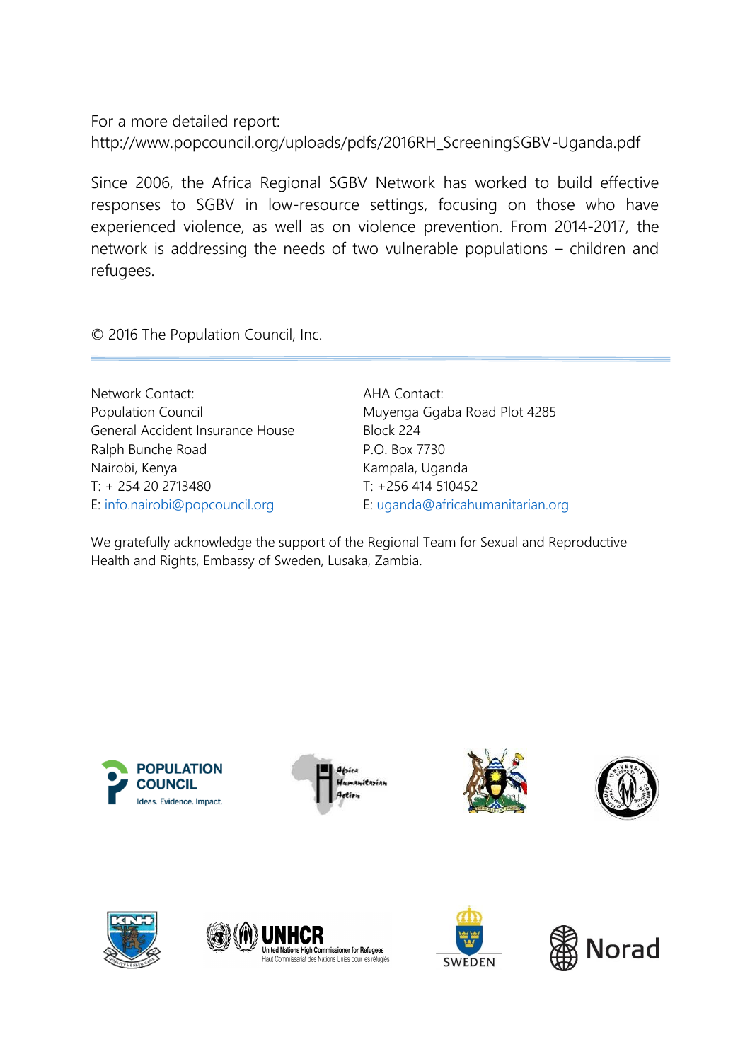For a more detailed report:
http://www.popcouncil.org/uploads/pdfs/2016RH_ScreeningSGBV-Uganda.pdf

Since 2006, the Africa Regional SGBV Network has worked to build effective responses to SGBV in low-resource settings, focusing on those who have experienced violence, as well as on violence prevention. From 2014-2017, the network is addressing the needs of two vulnerable populations – children and refugees.

© 2016 The Population Council, Inc.

---

Network Contact:
Population Council
General Accident Insurance House
Ralph Bunche Road
Nairobi, Kenya
T: + 254 20 2713480
E: info.nairobi@popcouncil.org

AHA Contact:
Muyenga Ggaba Road Plot 4285
Block 224
P.O. Box 7730
Kampala, Uganda
T: +256 414 510452
E: uganda@africahumanitarian.org

We gratefully acknowledge the support of the Regional Team for Sexual and Reproductive Health and Rights, Embassy of Sweden, Lusaka, Zambia.